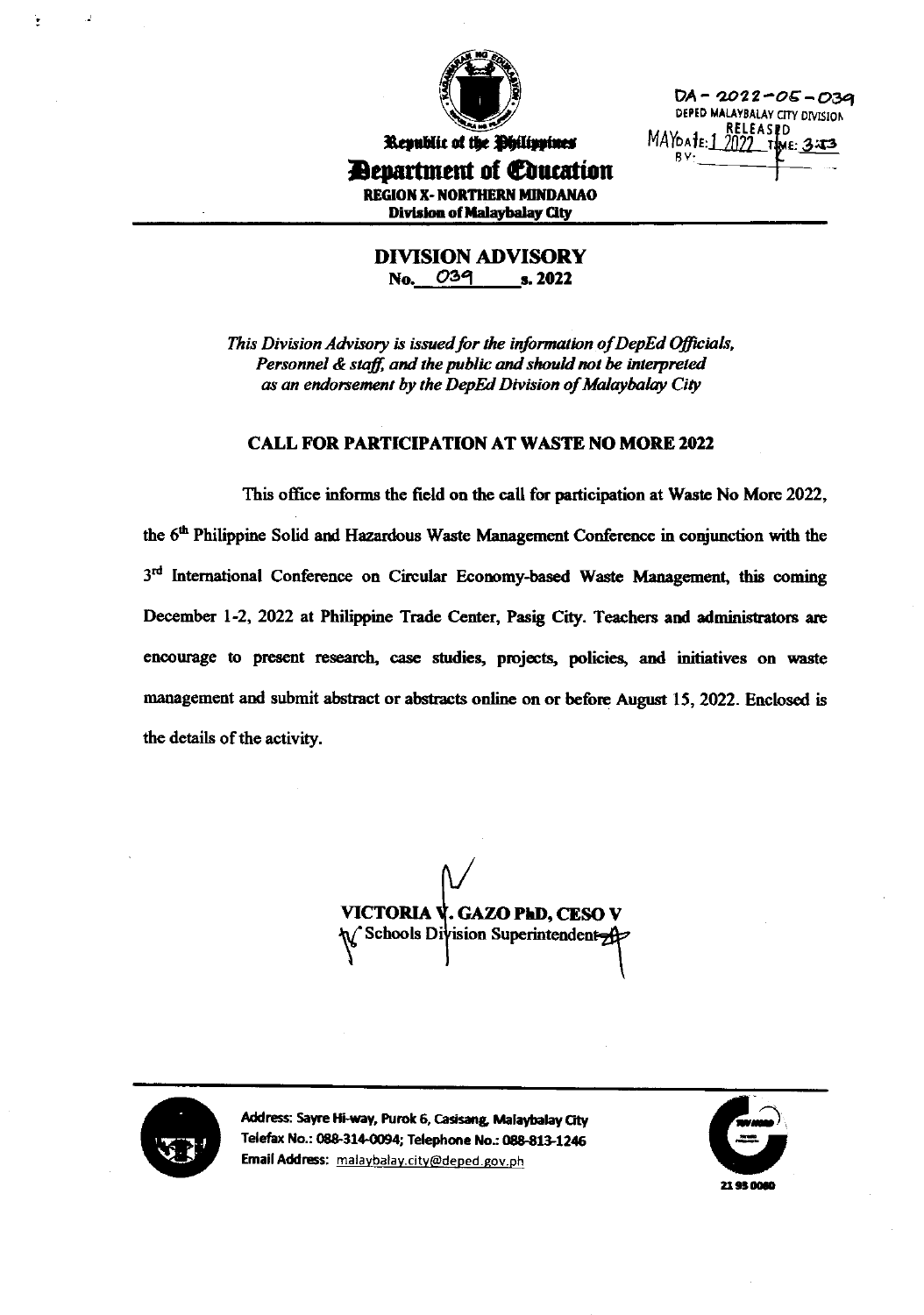DA - 2022-05-039
DEPED MALAYBALAY CITY DIVISION
RELEASED
DATE: MAY 1 2022 TIME: 3:33
BY:

Republic of the Philippines
**Department of Education**
**REGION X- NORTHERN MINDANAO**
**Division of Malaybalay City**

## DIVISION ADVISORY
**No. 039 s. 2022**

*This Division Advisory is issued for the information of DepEd Officials, Personnel & staff, and the public and should not be interpreted as an endorsement by the DepEd Division of Malaybalay City*

### CALL FOR PARTICIPATION AT WASTE NO MORE 2022

This office informs the field on the call for participation at Waste No More 2022, the 6th Philippine Solid and Hazardous Waste Management Conference in conjunction with the 3rd International Conference on Circular Economy-based Waste Management, this coming December 1-2, 2022 at Philippine Trade Center, Pasig City. Teachers and administrators are encourage to present research, case studies, projects, policies, and initiatives on waste management and submit abstract or abstracts online on or before August 15, 2022. Enclosed is the details of the activity.

**VICTORIA V. GAZO PhD, CESO V**
Schools Division Superintendent

Address: Sayre Hi-way, Purok 6, Casisang, Malaybalay City
Telefax No.: 088-314-0094; Telephone No.: 088-813-1246
Email Address: malaybalay.city@deped.gov.ph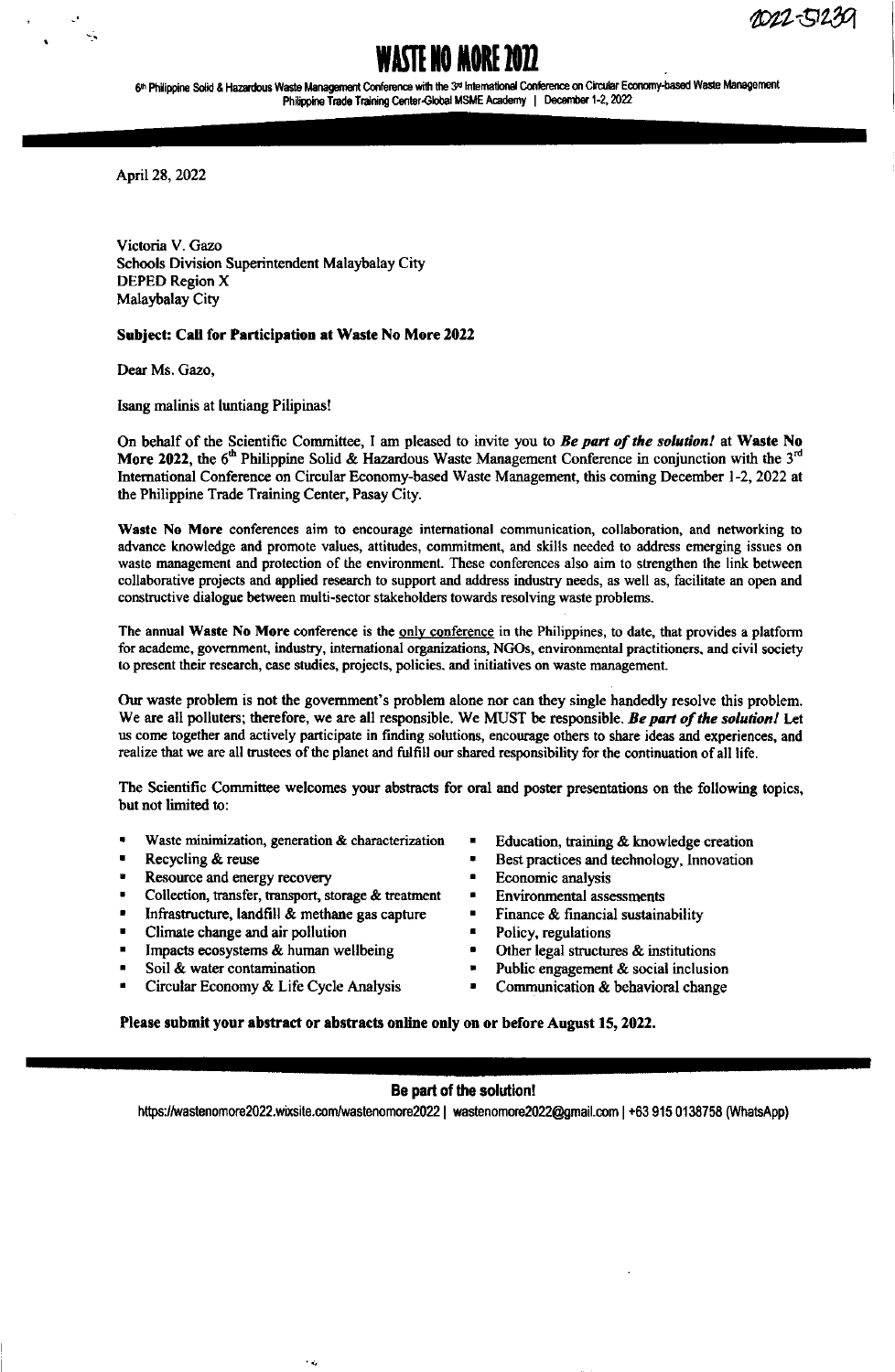2022-51239

# WASTE NO MORE 2022

6th Philippine Solid & Hazardous Waste Management Conference with the 3rd International Conference on Circular Economy-based Waste Management
Philippine Trade Training Center-Global MSME Academy | December 1-2, 2022

April 28, 2022

Victoria V. Gazo
Schools Division Superintendent Malaybalay City
DEPED Region X
Malaybalay City

**Subject: Call for Participation at Waste No More 2022**

Dear Ms. Gazo,

Isang malinis at luntiang Pilipinas!

On behalf of the Scientific Committee, I am pleased to invite you to ***Be part of the solution!*** at **Waste No More 2022**, the 6th Philippine Solid & Hazardous Waste Management Conference in conjunction with the 3rd International Conference on Circular Economy-based Waste Management, this coming December 1-2, 2022 at the Philippine Trade Training Center, Pasay City.

**Waste No More** conferences aim to encourage international communication, collaboration, and networking to advance knowledge and promote values, attitudes, commitment, and skills needed to address emerging issues on waste management and protection of the environment. These conferences also aim to strengthen the link between collaborative projects and applied research to support and address industry needs, as well as, facilitate an open and constructive dialogue between multi-sector stakeholders towards resolving waste problems.

The annual **Waste No More** conference is the only conference in the Philippines, to date, that provides a platform for academe, government, industry, international organizations, NGOs, environmental practitioners, and civil society to present their research, case studies, projects, policies, and initiatives on waste management.

Our waste problem is not the government's problem alone nor can they single handedly resolve this problem. We are all polluters; therefore, we are all responsible. We MUST be responsible. ***Be part of the solution!*** Let us come together and actively participate in finding solutions, encourage others to share ideas and experiences, and realize that we are all trustees of the planet and fulfill our shared responsibility for the continuation of all life.

The Scientific Committee welcomes your abstracts for oral and poster presentations on the following topics, but not limited to:

- Waste minimization, generation & characterization
- Recycling & reuse
- Resource and energy recovery
- Collection, transfer, transport, storage & treatment
- Infrastructure, landfill & methane gas capture
- Climate change and air pollution
- Impacts ecosystems & human wellbeing
- Soil & water contamination
- Circular Economy & Life Cycle Analysis
- Education, training & knowledge creation
- Best practices and technology, Innovation
- Economic analysis
- Environmental assessments
- Finance & financial sustainability
- Policy, regulations
- Other legal structures & institutions
- Public engagement & social inclusion
- Communication & behavioral change

**Please submit your abstract or abstracts online only on or before August 15, 2022.**

**Be part of the solution!**

https://wastenomore2022.wixsite.com/wastenomore2022 | wastenomore2022@gmail.com | +63 915 0138758 (WhatsApp)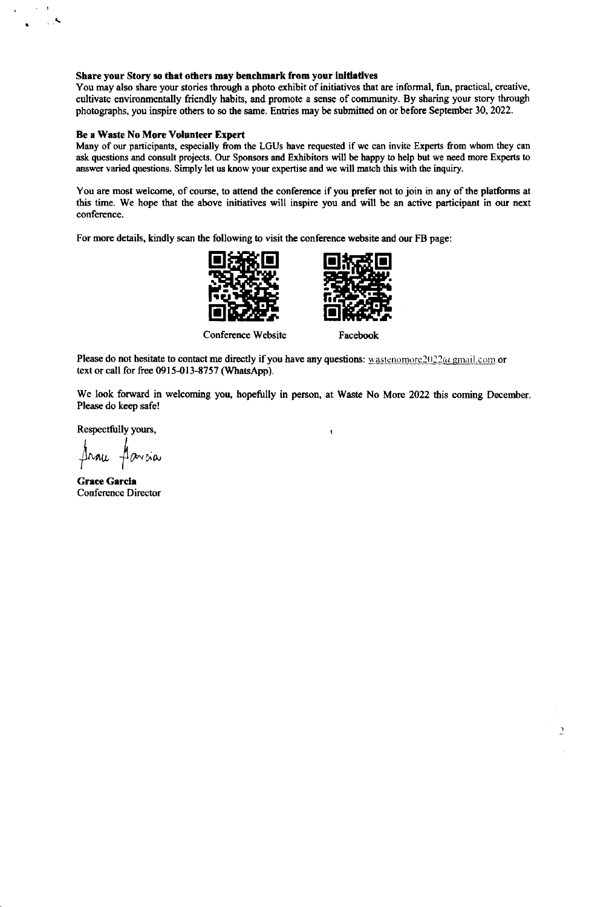**Share your Story so that others may benchmark from your initiatives**
You may also share your stories through a photo exhibit of initiatives that are informal, fun, practical, creative, cultivate environmentally friendly habits, and promote a sense of community. By sharing your story through photographs, you inspire others to so the same. Entries may be submitted on or before September 30, 2022.

**Be a Waste No More Volunteer Expert**
Many of our participants, especially from the LGUs have requested if we can invite Experts from whom they can ask questions and consult projects. Our Sponsors and Exhibitors will be happy to help but we need more Experts to answer varied questions. Simply let us know your expertise and we will match this with the inquiry.

You are most welcome, of course, to attend the conference if you prefer not to join in any of the platforms at this time. We hope that the above initiatives will inspire you and will be an active participant in our next conference.

For more details, kindly scan the following to visit the conference website and our FB page:

Conference Website Facebook

Please do not hesitate to contact me directly if you have any questions: wastenomore2022@gmail.com or text or call for free 0915-013-8757 (WhatsApp).

We look forward in welcoming you, hopefully in person, at Waste No More 2022 this coming December. Please do keep safe!

Respectfully yours,

**Grace Garcia**
Conference Director